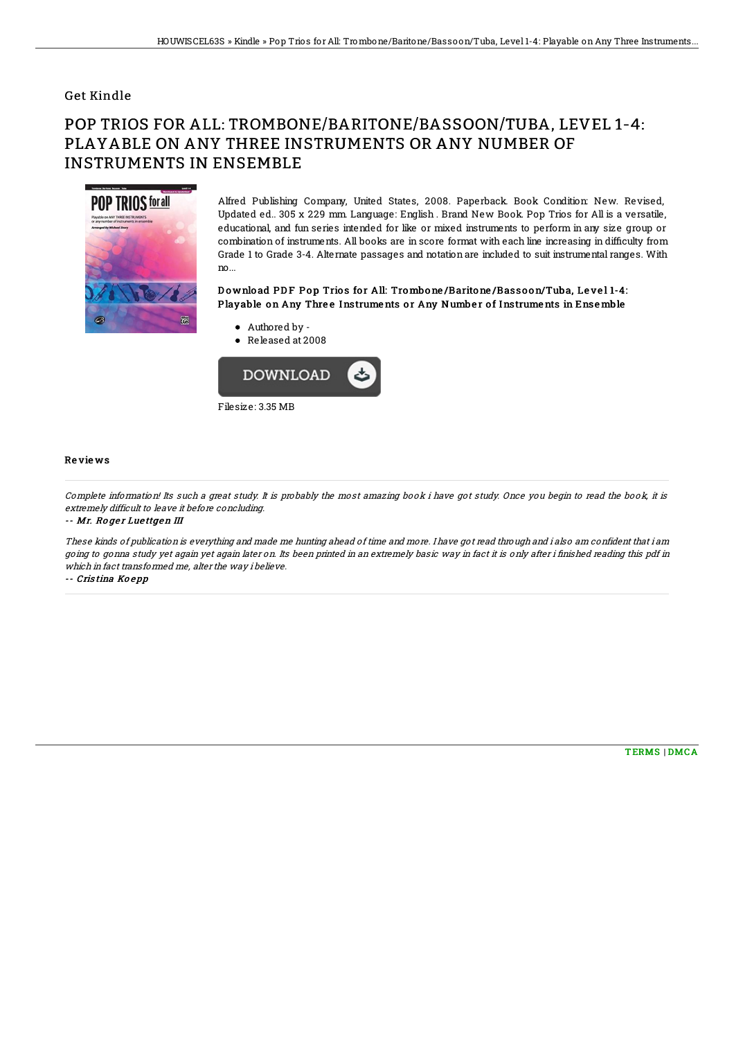## Get Kindle

# POP TRIOS FOR ALL: TROMBONE/BARITONE/BASSOON/TUBA, LEVEL 1-4: PLAYABLE ON ANY THREE INSTRUMENTS OR ANY NUMBER OF INSTRUMENTS IN ENSEMBLE

Alfred Publishing Company, United States, 2008. Paperback. Book Condition: New. Revised, Updated ed.. 305 x 229 mm. Language: English . Brand New Book. Pop Trios for All is a versatile, educational, and fun series intended for like or mixed instruments to perform in any size group or combination of instruments. All books are in score format with each line increasing in difficulty from Grade 1 to Grade 3-4. Alternate passages and notation are included to suit instrumental ranges. With no...

### Download PDF Pop Trios for All: Trombone/Baritone/Bassoon/Tuba, Level 1-4: Playable on Any Three Instruments or Any Number of Instruments in Ensemble

- Authored by -
- Released at 2008

Filesize: 3.35 MB

## Reviews

*Complete information! Its such a great study. It is probably the most amazing book i have got study. Once you begin to read the book, it is extremely difficult to leave it before concluding.*

-- *Mr. Roger Luettgen III*

*These kinds of publication is everything and made me hunting ahead of time and more. I have got read through and i also am confident that i am going to gonna study yet again yet again later on. Its been printed in an extremely basic way in fact it is only after i finished reading this pdf in which in fact transformed me, alter the way i believe.*

-- *Cristina Koepp*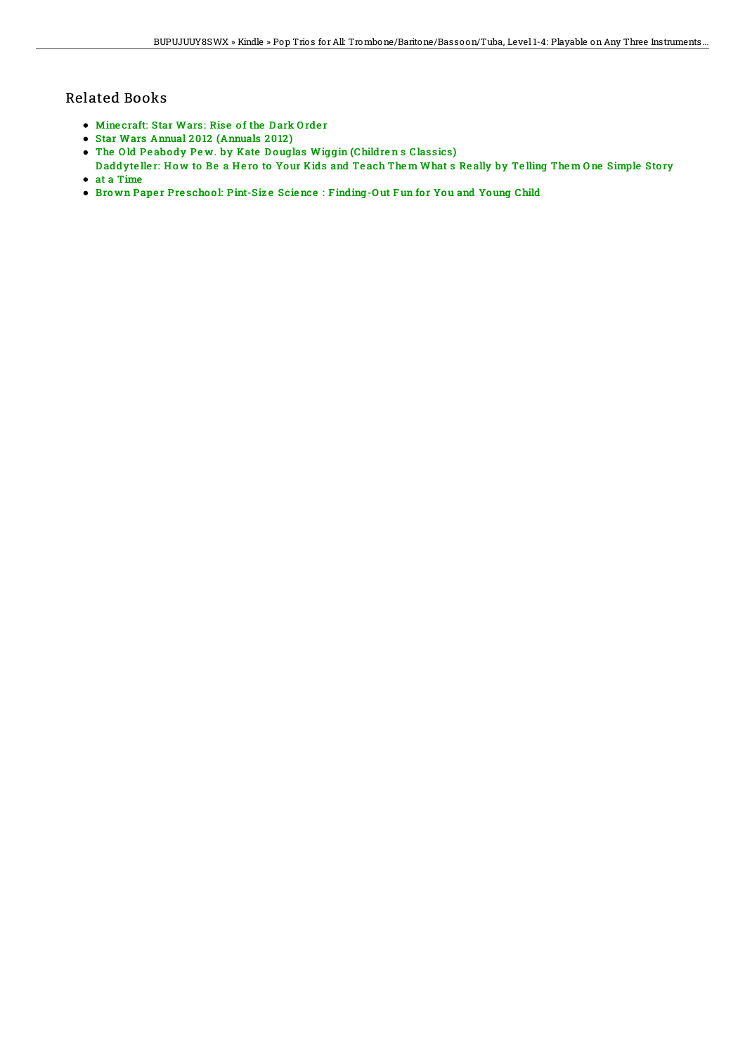## Related Books

- Minecraft: Star Wars: Rise of the Dark Order
- Star Wars Annual 2012 (Annuals 2012)
- The Old Peabody Pew. by Kate Douglas Wiggin (Children s Classics)
- Daddyteller: How to Be a Hero to Your Kids and Teach Them What s Really by Telling Them One Simple Story at a Time
- Brown Paper Preschool: Pint-Size Science : Finding-Out Fun for You and Young Child